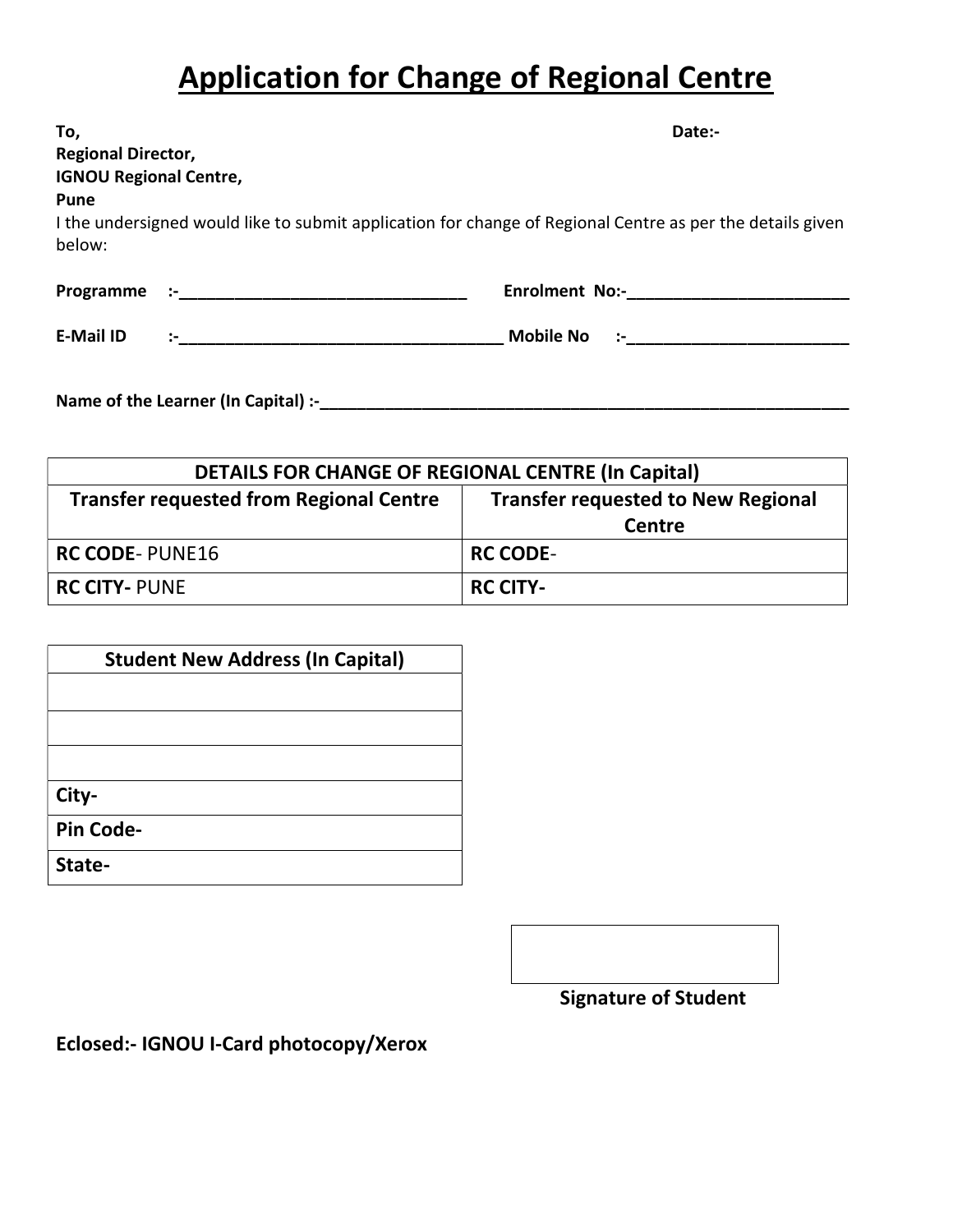# Application for Change of Regional Centre

**To,** **Date:-**
**Regional Director,**
**IGNOU Regional Centre,**
**Pune**

I the undersigned would like to submit application for change of Regional Centre as per the details given below:

**Programme :-**_______________________________ **Enrolment No:-**________________________

**E-Mail ID :-**___________________________________ **Mobile No :-**________________________

**Name of the Learner (In Capital) :-**________________________________________________________

| **DETAILS FOR CHANGE OF REGIONAL CENTRE (In Capital)** | |
|---|---|
| **Transfer requested from Regional Centre** | **Transfer requested to New Regional Centre** |
| **RC CODE**- PUNE16 | **RC CODE**- |
| **RC CITY-** PUNE | **RC CITY-** |

| **Student New Address (In Capital)** |
|---|
| |
| |
| |
| **City-** |
| **Pin Code-** |
| **State-** |

**Signature of Student**

**Eclosed:- IGNOU I-Card photocopy/Xerox**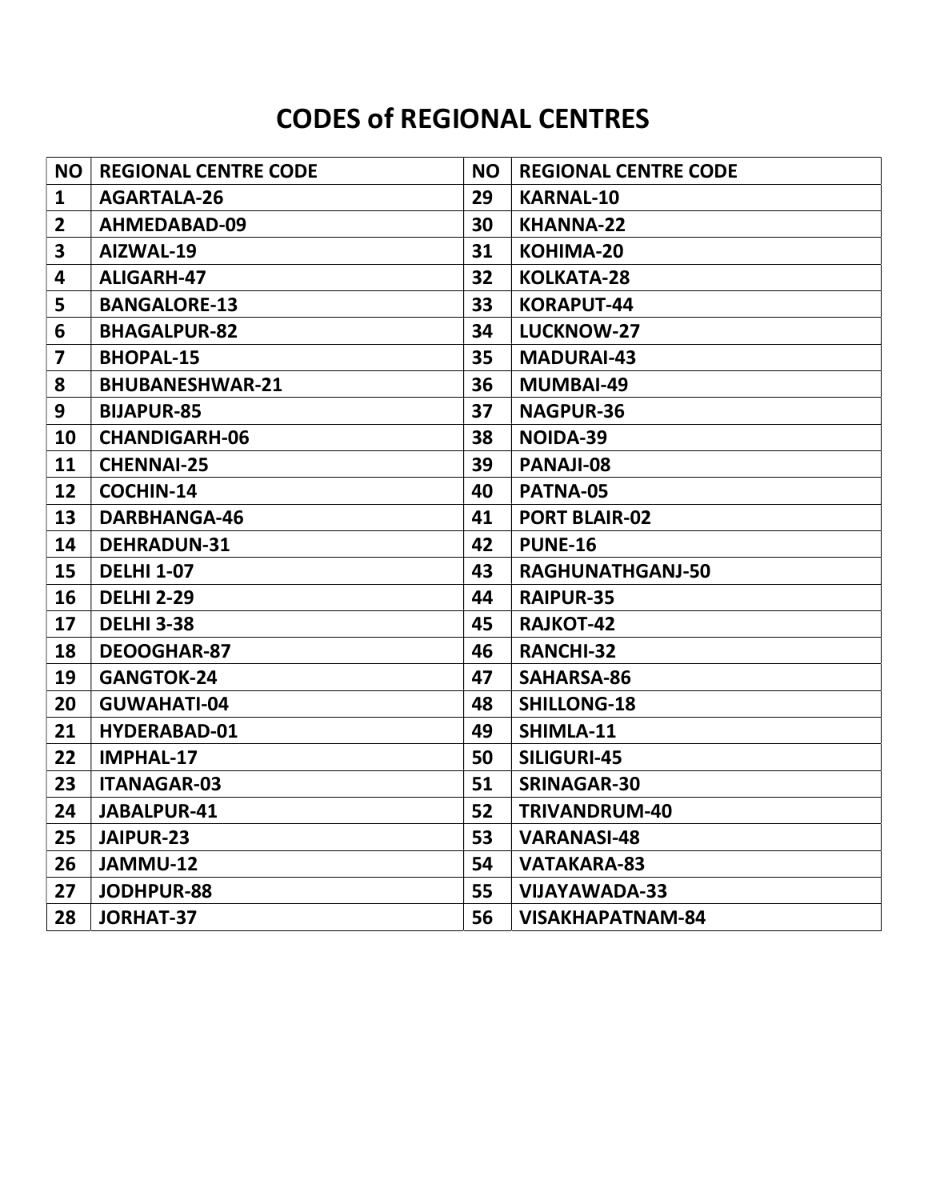# CODES of REGIONAL CENTRES

| NO | REGIONAL CENTRE CODE | NO | REGIONAL CENTRE CODE |
|---|---|---|---|
| 1 | AGARTALA-26 | 29 | KARNAL-10 |
| 2 | AHMEDABAD-09 | 30 | KHANNA-22 |
| 3 | AIZWAL-19 | 31 | KOHIMA-20 |
| 4 | ALIGARH-47 | 32 | KOLKATA-28 |
| 5 | BANGALORE-13 | 33 | KORAPUT-44 |
| 6 | BHAGALPUR-82 | 34 | LUCKNOW-27 |
| 7 | BHOPAL-15 | 35 | MADURAI-43 |
| 8 | BHUBANESHWAR-21 | 36 | MUMBAI-49 |
| 9 | BIJAPUR-85 | 37 | NAGPUR-36 |
| 10 | CHANDIGARH-06 | 38 | NOIDA-39 |
| 11 | CHENNAI-25 | 39 | PANAJI-08 |
| 12 | COCHIN-14 | 40 | PATNA-05 |
| 13 | DARBHANGA-46 | 41 | PORT BLAIR-02 |
| 14 | DEHRADUN-31 | 42 | PUNE-16 |
| 15 | DELHI 1-07 | 43 | RAGHUNATHGANJ-50 |
| 16 | DELHI 2-29 | 44 | RAIPUR-35 |
| 17 | DELHI 3-38 | 45 | RAJKOT-42 |
| 18 | DEOOGHAR-87 | 46 | RANCHI-32 |
| 19 | GANGTOK-24 | 47 | SAHARSA-86 |
| 20 | GUWAHATI-04 | 48 | SHILLONG-18 |
| 21 | HYDERABAD-01 | 49 | SHIMLA-11 |
| 22 | IMPHAL-17 | 50 | SILIGURI-45 |
| 23 | ITANAGAR-03 | 51 | SRINAGAR-30 |
| 24 | JABALPUR-41 | 52 | TRIVANDRUM-40 |
| 25 | JAIPUR-23 | 53 | VARANASI-48 |
| 26 | JAMMU-12 | 54 | VATAKARA-83 |
| 27 | JODHPUR-88 | 55 | VIJAYAWADA-33 |
| 28 | JORHAT-37 | 56 | VISAKHAPATNAM-84 |